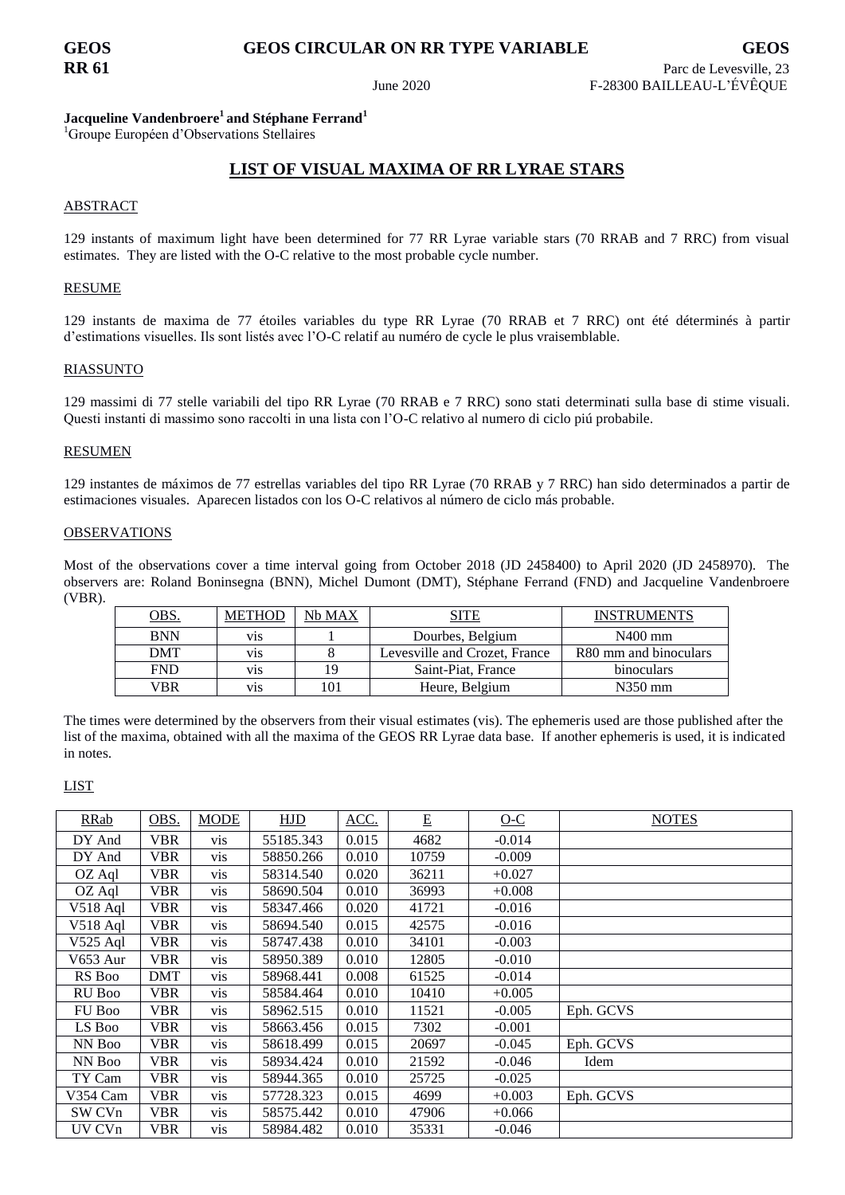**GEOS** **GEOS CIRCULAR ON RR TYPE VARIABLE** **GEOS**

**RR 61**

June 2020

Parc de Levesville, 23
F-28300 BAILLEAU-L'ÉVÊQUE

**Jacqueline Vandenbroere[1] and Stéphane Ferrand[1]**

[1]Groupe Européen d'Observations Stellaires

## LIST OF VISUAL MAXIMA OF RR LYRAE STARS

### ABSTRACT

129 instants of maximum light have been determined for 77 RR Lyrae variable stars (70 RRAB and 7 RRC) from visual estimates. They are listed with the O-C relative to the most probable cycle number.

### RESUME

129 instants de maxima de 77 étoiles variables du type RR Lyrae (70 RRAB et 7 RRC) ont été déterminés à partir d'estimations visuelles. Ils sont listés avec l'O-C relatif au numéro de cycle le plus vraisemblable.

### RIASSUNTO

129 massimi di 77 stelle variabili del tipo RR Lyrae (70 RRAB e 7 RRC) sono stati determinati sulla base di stime visuali. Questi instanti di massimo sono raccolti in una lista con l'O-C relativo al numero di ciclo piú probabile.

### RESUMEN

129 instantes de máximos de 77 estrellas variables del tipo RR Lyrae (70 RRAB y 7 RRC) han sido determinados a partir de estimaciones visuales. Aparecen listados con los O-C relativos al número de ciclo más probable.

### OBSERVATIONS

Most of the observations cover a time interval going from October 2018 (JD 2458400) to April 2020 (JD 2458970). The observers are: Roland Boninsegna (BNN), Michel Dumont (DMT), Stéphane Ferrand (FND) and Jacqueline Vandenbroere (VBR).

| OBS. | METHOD | Nb MAX | SITE | INSTRUMENTS |
|---|---|---|---|---|
| BNN | vis | 1 | Dourbes, Belgium | N400 mm |
| DMT | vis | 8 | Levesville and Crozet, France | R80 mm and binoculars |
| FND | vis | 19 | Saint-Piat, France | binoculars |
| VBR | vis | 101 | Heure, Belgium | N350 mm |

The times were determined by the observers from their visual estimates (vis). The ephemeris used are those published after the list of the maxima, obtained with all the maxima of the GEOS RR Lyrae data base. If another ephemeris is used, it is indicated in notes.

### LIST

| RRab | OBS. | MODE | HJD | ACC. | E | O-C | NOTES |
|---|---|---|---|---|---|---|---|
| DY And | VBR | vis | 55185.343 | 0.015 | 4682 | -0.014 | |
| DY And | VBR | vis | 58850.266 | 0.010 | 10759 | -0.009 | |
| OZ Aql | VBR | vis | 58314.540 | 0.020 | 36211 | +0.027 | |
| OZ Aql | VBR | vis | 58690.504 | 0.010 | 36993 | +0.008 | |
| V518 Aql | VBR | vis | 58347.466 | 0.020 | 41721 | -0.016 | |
| V518 Aql | VBR | vis | 58694.540 | 0.015 | 42575 | -0.016 | |
| V525 Aql | VBR | vis | 58747.438 | 0.010 | 34101 | -0.003 | |
| V653 Aur | VBR | vis | 58950.389 | 0.010 | 12805 | -0.010 | |
| RS Boo | DMT | vis | 58968.441 | 0.008 | 61525 | -0.014 | |
| RU Boo | VBR | vis | 58584.464 | 0.010 | 10410 | +0.005 | |
| FU Boo | VBR | vis | 58962.515 | 0.010 | 11521 | -0.005 | Eph. GCVS |
| LS Boo | VBR | vis | 58663.456 | 0.015 | 7302 | -0.001 | |
| NN Boo | VBR | vis | 58618.499 | 0.015 | 20697 | -0.045 | Eph. GCVS |
| NN Boo | VBR | vis | 58934.424 | 0.010 | 21592 | -0.046 | Idem |
| TY Cam | VBR | vis | 58944.365 | 0.010 | 25725 | -0.025 | |
| V354 Cam | VBR | vis | 57728.323 | 0.015 | 4699 | +0.003 | Eph. GCVS |
| SW CVn | VBR | vis | 58575.442 | 0.010 | 47906 | +0.066 | |
| UV CVn | VBR | vis | 58984.482 | 0.010 | 35331 | -0.046 | |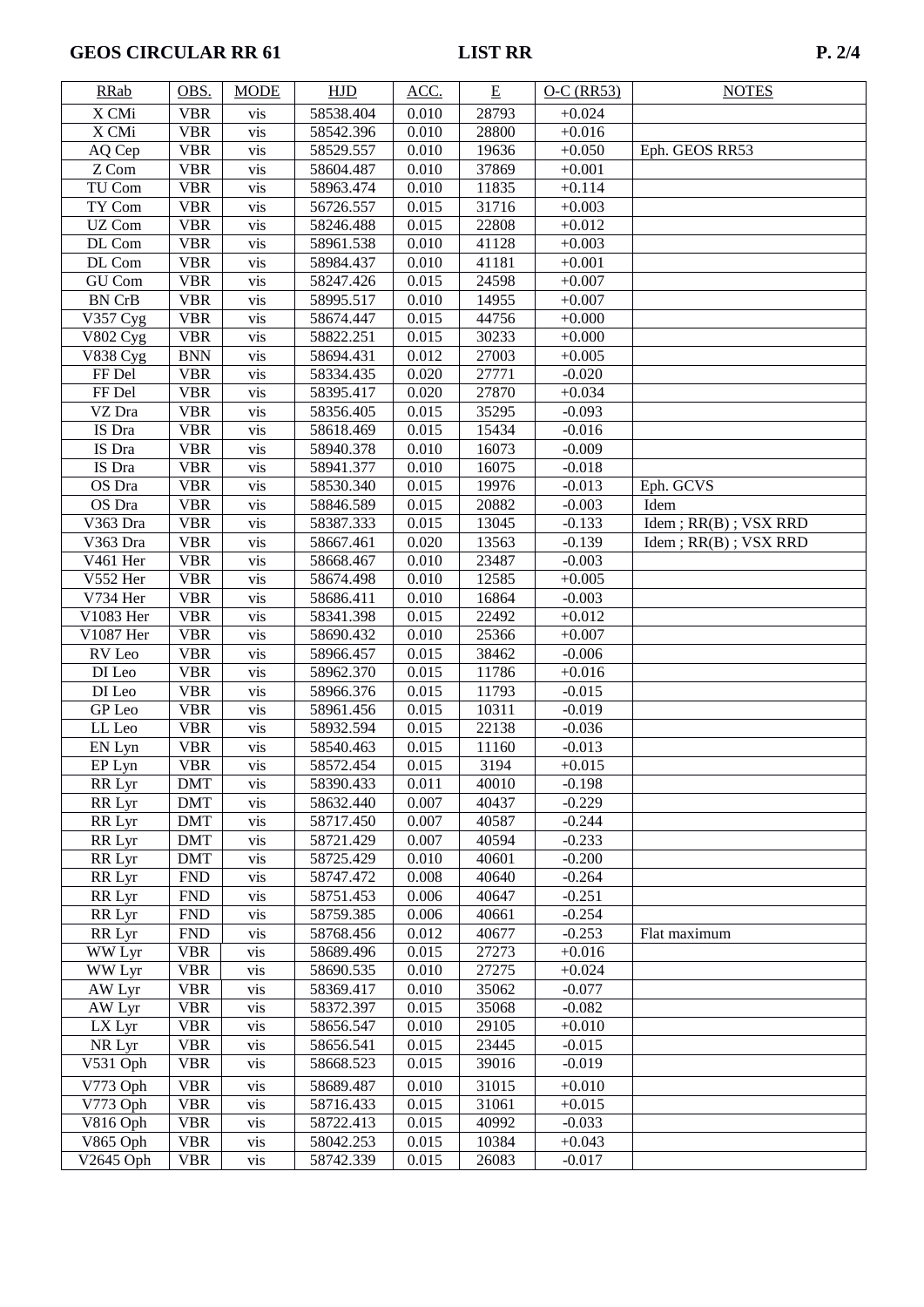| RRab | OBS. | MODE | HJD | ACC. | E | O-C (RR53) | NOTES |
|---|---|---|---|---|---|---|---|
| X CMi | VBR | vis | 58538.404 | 0.010 | 28793 | +0.024 | |
| X CMi | VBR | vis | 58542.396 | 0.010 | 28800 | +0.016 | |
| AQ Cep | VBR | vis | 58529.557 | 0.010 | 19636 | +0.050 | Eph. GEOS RR53 |
| Z Com | VBR | vis | 58604.487 | 0.010 | 37869 | +0.001 | |
| TU Com | VBR | vis | 58963.474 | 0.010 | 11835 | +0.114 | |
| TY Com | VBR | vis | 56726.557 | 0.015 | 31716 | +0.003 | |
| UZ Com | VBR | vis | 58246.488 | 0.015 | 22808 | +0.012 | |
| DL Com | VBR | vis | 58961.538 | 0.010 | 41128 | +0.003 | |
| DL Com | VBR | vis | 58984.437 | 0.010 | 41181 | +0.001 | |
| GU Com | VBR | vis | 58247.426 | 0.015 | 24598 | +0.007 | |
| BN CrB | VBR | vis | 58995.517 | 0.010 | 14955 | +0.007 | |
| V357 Cyg | VBR | vis | 58674.447 | 0.015 | 44756 | +0.000 | |
| V802 Cyg | VBR | vis | 58822.251 | 0.015 | 30233 | +0.000 | |
| V838 Cyg | BNN | vis | 58694.431 | 0.012 | 27003 | +0.005 | |
| FF Del | VBR | vis | 58334.435 | 0.020 | 27771 | -0.020 | |
| FF Del | VBR | vis | 58395.417 | 0.020 | 27870 | +0.034 | |
| VZ Dra | VBR | vis | 58356.405 | 0.015 | 35295 | -0.093 | |
| IS Dra | VBR | vis | 58618.469 | 0.015 | 15434 | -0.016 | |
| IS Dra | VBR | vis | 58940.378 | 0.010 | 16073 | -0.009 | |
| IS Dra | VBR | vis | 58941.377 | 0.010 | 16075 | -0.018 | |
| OS Dra | VBR | vis | 58530.340 | 0.015 | 19976 | -0.013 | Eph. GCVS |
| OS Dra | VBR | vis | 58846.589 | 0.015 | 20882 | -0.003 | Idem |
| V363 Dra | VBR | vis | 58387.333 | 0.015 | 13045 | -0.133 | Idem ; RR(B) ; VSX RRD |
| V363 Dra | VBR | vis | 58667.461 | 0.020 | 13563 | -0.139 | Idem ; RR(B) ; VSX RRD |
| V461 Her | VBR | vis | 58668.467 | 0.010 | 23487 | -0.003 | |
| V552 Her | VBR | vis | 58674.498 | 0.010 | 12585 | +0.005 | |
| V734 Her | VBR | vis | 58686.411 | 0.010 | 16864 | -0.003 | |
| V1083 Her | VBR | vis | 58341.398 | 0.015 | 22492 | +0.012 | |
| V1087 Her | VBR | vis | 58690.432 | 0.010 | 25366 | +0.007 | |
| RV Leo | VBR | vis | 58966.457 | 0.015 | 38462 | -0.006 | |
| DI Leo | VBR | vis | 58962.370 | 0.015 | 11786 | +0.016 | |
| DI Leo | VBR | vis | 58966.376 | 0.015 | 11793 | -0.015 | |
| GP Leo | VBR | vis | 58961.456 | 0.015 | 10311 | -0.019 | |
| LL Leo | VBR | vis | 58932.594 | 0.015 | 22138 | -0.036 | |
| EN Lyn | VBR | vis | 58540.463 | 0.015 | 11160 | -0.013 | |
| EP Lyn | VBR | vis | 58572.454 | 0.015 | 3194 | +0.015 | |
| RR Lyr | DMT | vis | 58390.433 | 0.011 | 40010 | -0.198 | |
| RR Lyr | DMT | vis | 58632.440 | 0.007 | 40437 | -0.229 | |
| RR Lyr | DMT | vis | 58717.450 | 0.007 | 40587 | -0.244 | |
| RR Lyr | DMT | vis | 58721.429 | 0.007 | 40594 | -0.233 | |
| RR Lyr | DMT | vis | 58725.429 | 0.010 | 40601 | -0.200 | |
| RR Lyr | FND | vis | 58747.472 | 0.008 | 40640 | -0.264 | |
| RR Lyr | FND | vis | 58751.453 | 0.006 | 40647 | -0.251 | |
| RR Lyr | FND | vis | 58759.385 | 0.006 | 40661 | -0.254 | |
| RR Lyr | FND | vis | 58768.456 | 0.012 | 40677 | -0.253 | Flat maximum |
| WW Lyr | VBR | vis | 58689.496 | 0.015 | 27273 | +0.016 | |
| WW Lyr | VBR | vis | 58690.535 | 0.010 | 27275 | +0.024 | |
| AW Lyr | VBR | vis | 58369.417 | 0.010 | 35062 | -0.077 | |
| AW Lyr | VBR | vis | 58372.397 | 0.015 | 35068 | -0.082 | |
| LX Lyr | VBR | vis | 58656.547 | 0.010 | 29105 | +0.010 | |
| NR Lyr | VBR | vis | 58656.541 | 0.015 | 23445 | -0.015 | |
| V531 Oph | VBR | vis | 58668.523 | 0.015 | 39016 | -0.019 | |
| V773 Oph | VBR | vis | 58689.487 | 0.010 | 31015 | +0.010 | |
| V773 Oph | VBR | vis | 58716.433 | 0.015 | 31061 | +0.015 | |
| V816 Oph | VBR | vis | 58722.413 | 0.015 | 40992 | -0.033 | |
| V865 Oph | VBR | vis | 58042.253 | 0.015 | 10384 | +0.043 | |
| V2645 Oph | VBR | vis | 58742.339 | 0.015 | 26083 | -0.017 | |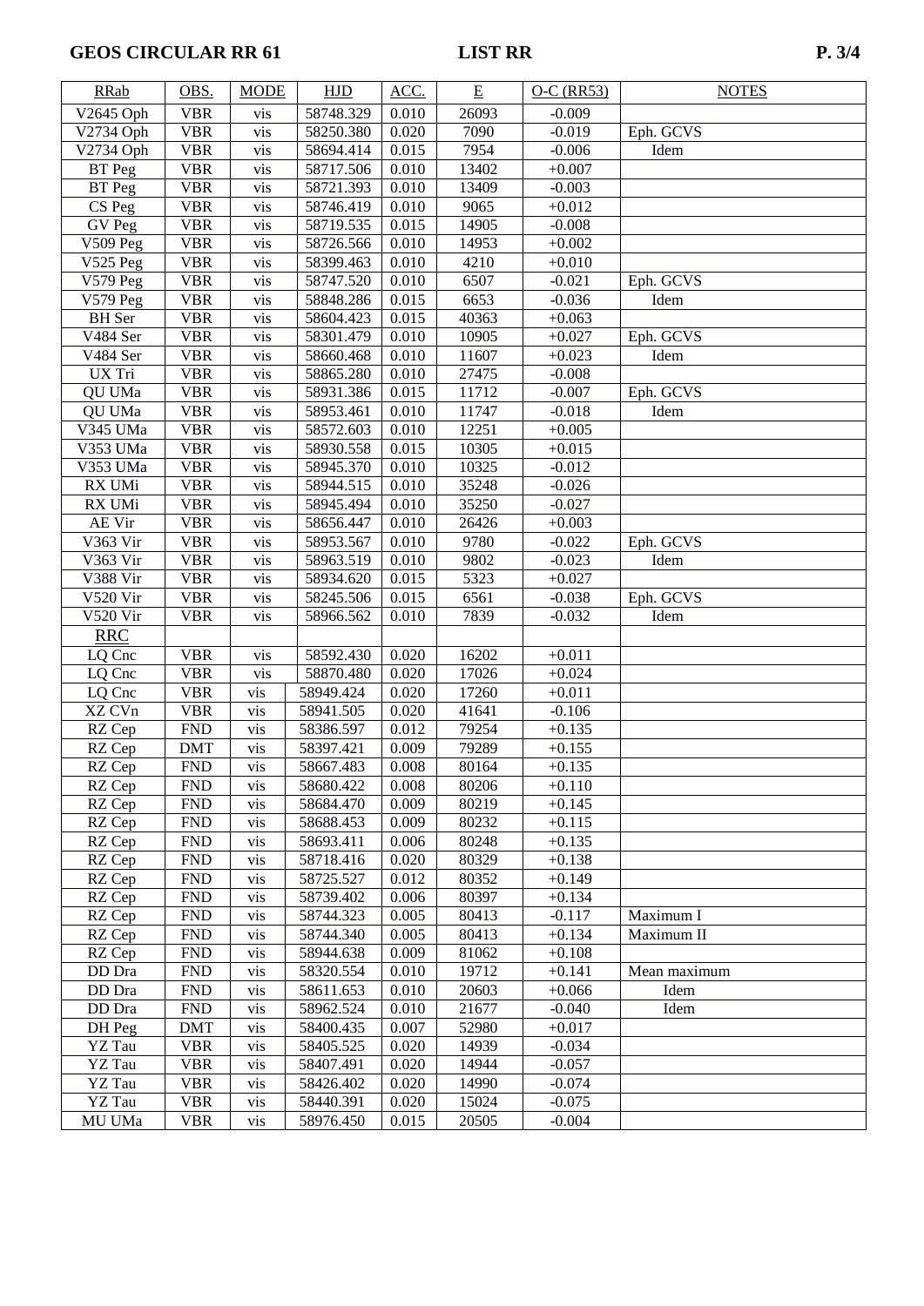| RRab | OBS. | MODE | HJD | ACC. | E | O-C (RR53) | NOTES |
|---|---|---|---|---|---|---|---|
| V2645 Oph | VBR | vis | 58748.329 | 0.010 | 26093 | -0.009 | |
| V2734 Oph | VBR | vis | 58250.380 | 0.020 | 7090 | -0.019 | Eph. GCVS |
| V2734 Oph | VBR | vis | 58694.414 | 0.015 | 7954 | -0.006 | Idem |
| BT Peg | VBR | vis | 58717.506 | 0.010 | 13402 | +0.007 | |
| BT Peg | VBR | vis | 58721.393 | 0.010 | 13409 | -0.003 | |
| CS Peg | VBR | vis | 58746.419 | 0.010 | 9065 | +0.012 | |
| GV Peg | VBR | vis | 58719.535 | 0.015 | 14905 | -0.008 | |
| V509 Peg | VBR | vis | 58726.566 | 0.010 | 14953 | +0.002 | |
| V525 Peg | VBR | vis | 58399.463 | 0.010 | 4210 | +0.010 | |
| V579 Peg | VBR | vis | 58747.520 | 0.010 | 6507 | -0.021 | Eph. GCVS |
| V579 Peg | VBR | vis | 58848.286 | 0.015 | 6653 | -0.036 | Idem |
| BH Ser | VBR | vis | 58604.423 | 0.015 | 40363 | +0.063 | |
| V484 Ser | VBR | vis | 58301.479 | 0.010 | 10905 | +0.027 | Eph. GCVS |
| V484 Ser | VBR | vis | 58660.468 | 0.010 | 11607 | +0.023 | Idem |
| UX Tri | VBR | vis | 58865.280 | 0.010 | 27475 | -0.008 | |
| QU UMa | VBR | vis | 58931.386 | 0.015 | 11712 | -0.007 | Eph. GCVS |
| QU UMa | VBR | vis | 58953.461 | 0.010 | 11747 | -0.018 | Idem |
| V345 UMa | VBR | vis | 58572.603 | 0.010 | 12251 | +0.005 | |
| V353 UMa | VBR | vis | 58930.558 | 0.015 | 10305 | +0.015 | |
| V353 UMa | VBR | vis | 58945.370 | 0.010 | 10325 | -0.012 | |
| RX UMi | VBR | vis | 58944.515 | 0.010 | 35248 | -0.026 | |
| RX UMi | VBR | vis | 58945.494 | 0.010 | 35250 | -0.027 | |
| AE Vir | VBR | vis | 58656.447 | 0.010 | 26426 | +0.003 | |
| V363 Vir | VBR | vis | 58953.567 | 0.010 | 9780 | -0.022 | Eph. GCVS |
| V363 Vir | VBR | vis | 58963.519 | 0.010 | 9802 | -0.023 | Idem |
| V388 Vir | VBR | vis | 58934.620 | 0.015 | 5323 | +0.027 | |
| V520 Vir | VBR | vis | 58245.506 | 0.015 | 6561 | -0.038 | Eph. GCVS |
| V520 Vir | VBR | vis | 58966.562 | 0.010 | 7839 | -0.032 | Idem |
| RRC | | | | | | | |
| LQ Cnc | VBR | vis | 58592.430 | 0.020 | 16202 | +0.011 | |
| LQ Cnc | VBR | vis | 58870.480 | 0.020 | 17026 | +0.024 | |
| LQ Cnc | VBR | vis | 58949.424 | 0.020 | 17260 | +0.011 | |
| XZ CVn | VBR | vis | 58941.505 | 0.020 | 41641 | -0.106 | |
| RZ Cep | FND | vis | 58386.597 | 0.012 | 79254 | +0.135 | |
| RZ Cep | DMT | vis | 58397.421 | 0.009 | 79289 | +0.155 | |
| RZ Cep | FND | vis | 58667.483 | 0.008 | 80164 | +0.135 | |
| RZ Cep | FND | vis | 58680.422 | 0.008 | 80206 | +0.110 | |
| RZ Cep | FND | vis | 58684.470 | 0.009 | 80219 | +0.145 | |
| RZ Cep | FND | vis | 58688.453 | 0.009 | 80232 | +0.115 | |
| RZ Cep | FND | vis | 58693.411 | 0.006 | 80248 | +0.135 | |
| RZ Cep | FND | vis | 58718.416 | 0.020 | 80329 | +0.138 | |
| RZ Cep | FND | vis | 58725.527 | 0.012 | 80352 | +0.149 | |
| RZ Cep | FND | vis | 58739.402 | 0.006 | 80397 | +0.134 | |
| RZ Cep | FND | vis | 58744.323 | 0.005 | 80413 | -0.117 | Maximum I |
| RZ Cep | FND | vis | 58744.340 | 0.005 | 80413 | +0.134 | Maximum II |
| RZ Cep | FND | vis | 58944.638 | 0.009 | 81062 | +0.108 | |
| DD Dra | FND | vis | 58320.554 | 0.010 | 19712 | +0.141 | Mean maximum |
| DD Dra | FND | vis | 58611.653 | 0.010 | 20603 | +0.066 | Idem |
| DD Dra | FND | vis | 58962.524 | 0.010 | 21677 | -0.040 | Idem |
| DH Peg | DMT | vis | 58400.435 | 0.007 | 52980 | +0.017 | |
| YZ Tau | VBR | vis | 58405.525 | 0.020 | 14939 | -0.034 | |
| YZ Tau | VBR | vis | 58407.491 | 0.020 | 14944 | -0.057 | |
| YZ Tau | VBR | vis | 58426.402 | 0.020 | 14990 | -0.074 | |
| YZ Tau | VBR | vis | 58440.391 | 0.020 | 15024 | -0.075 | |
| MU UMa | VBR | vis | 58976.450 | 0.015 | 20505 | -0.004 | |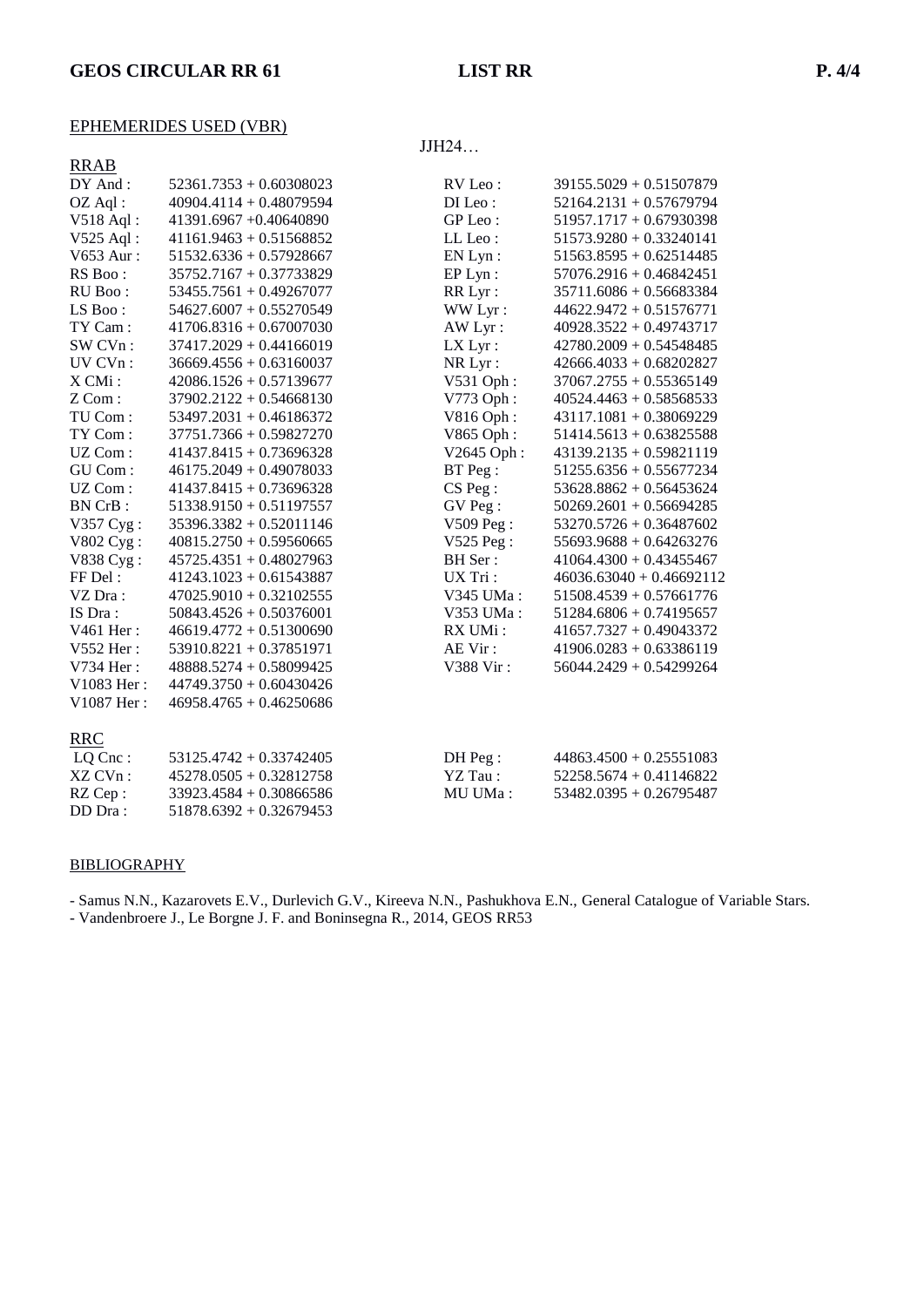## EPHEMERIDES USED (VBR)

JJH24…

### RRAB

| | | | |
|---|---|---|---|
| DY And : | 52361.7353 + 0.60308023 | RV Leo : | 39155.5029 + 0.51507879 |
| OZ Aql : | 40904.4114 + 0.48079594 | DI Leo : | 52164.2131 + 0.57679794 |
| V518 Aql : | 41391.6967 +0.40640890 | GP Leo : | 51957.1717 + 0.67930398 |
| V525 Aql : | 41161.9463 + 0.51568852 | LL Leo : | 51573.9280 + 0.33240141 |
| V653 Aur : | 51532.6336 + 0.57928667 | EN Lyn : | 51563.8595 + 0.62514485 |
| RS Boo : | 35752.7167 + 0.37733829 | EP Lyn : | 57076.2916 + 0.46842451 |
| RU Boo : | 53455.7561 + 0.49267077 | RR Lyr : | 35711.6086 + 0.56683384 |
| LS Boo : | 54627.6007 + 0.55270549 | WW Lyr : | 44622.9472 + 0.51576771 |
| TY Cam : | 41706.8316 + 0.67007030 | AW Lyr : | 40928.3522 + 0.49743717 |
| SW CVn : | 37417.2029 + 0.44166019 | LX Lyr : | 42780.2009 + 0.54548485 |
| UV CVn : | 36669.4556 + 0.63160037 | NR Lyr : | 42666.4033 + 0.68202827 |
| X CMi : | 42086.1526 + 0.57139677 | V531 Oph : | 37067.2755 + 0.55365149 |
| Z Com : | 37902.2122 + 0.54668130 | V773 Oph : | 40524.4463 + 0.58568533 |
| TU Com : | 53497.2031 + 0.46186372 | V816 Oph : | 43117.1081 + 0.38069229 |
| TY Com : | 37751.7366 + 0.59827270 | V865 Oph : | 51414.5613 + 0.63825588 |
| UZ Com : | 41437.8415 + 0.73696328 | V2645 Oph : | 43139.2135 + 0.59821119 |
| GU Com : | 46175.2049 + 0.49078033 | BT Peg : | 51255.6356 + 0.55677234 |
| UZ Com : | 41437.8415 + 0.73696328 | CS Peg : | 53628.8862 + 0.56453624 |
| BN CrB : | 51338.9150 + 0.51197557 | GV Peg : | 50269.2601 + 0.56694285 |
| V357 Cyg : | 35396.3382 + 0.52011146 | V509 Peg : | 53270.5726 + 0.36487602 |
| V802 Cyg : | 40815.2750 + 0.59560665 | V525 Peg : | 55693.9688 + 0.64263276 |
| V838 Cyg : | 45725.4351 + 0.48027963 | BH Ser : | 41064.4300 + 0.43455467 |
| FF Del : | 41243.1023 + 0.61543887 | UX Tri : | 46036.63040 + 0.46692112 |
| VZ Dra : | 47025.9010 + 0.32102555 | V345 UMa : | 51508.4539 + 0.57661776 |
| IS Dra : | 50843.4526 + 0.50376001 | V353 UMa : | 51284.6806 + 0.74195657 |
| V461 Her : | 46619.4772 + 0.51300690 | RX UMi : | 41657.7327 + 0.49043372 |
| V552 Her : | 53910.8221 + 0.37851971 | AE Vir : | 41906.0283 + 0.63386119 |
| V734 Her : | 48888.5274 + 0.58099425 | V388 Vir : | 56044.2429 + 0.54299264 |
| V1083 Her : | 44749.3750 + 0.60430426 | | |
| V1087 Her : | 46958.4765 + 0.46250686 | | |

### RRC

| | | | |
|---|---|---|---|
| LQ Cnc : | 53125.4742 + 0.33742405 | DH Peg : | 44863.4500 + 0.25551083 |
| XZ CVn : | 45278.0505 + 0.32812758 | YZ Tau : | 52258.5674 + 0.41146822 |
| RZ Cep : | 33923.4584 + 0.30866586 | MU UMa : | 53482.0395 + 0.26795487 |
| DD Dra : | 51878.6392 + 0.32679453 | | |

## BIBLIOGRAPHY

- Samus N.N., Kazarovets E.V., Durlevich G.V., Kireeva N.N., Pashukhova E.N., General Catalogue of Variable Stars.
- Vandenbroere J., Le Borgne J. F. and Boninsegna R., 2014, GEOS RR53